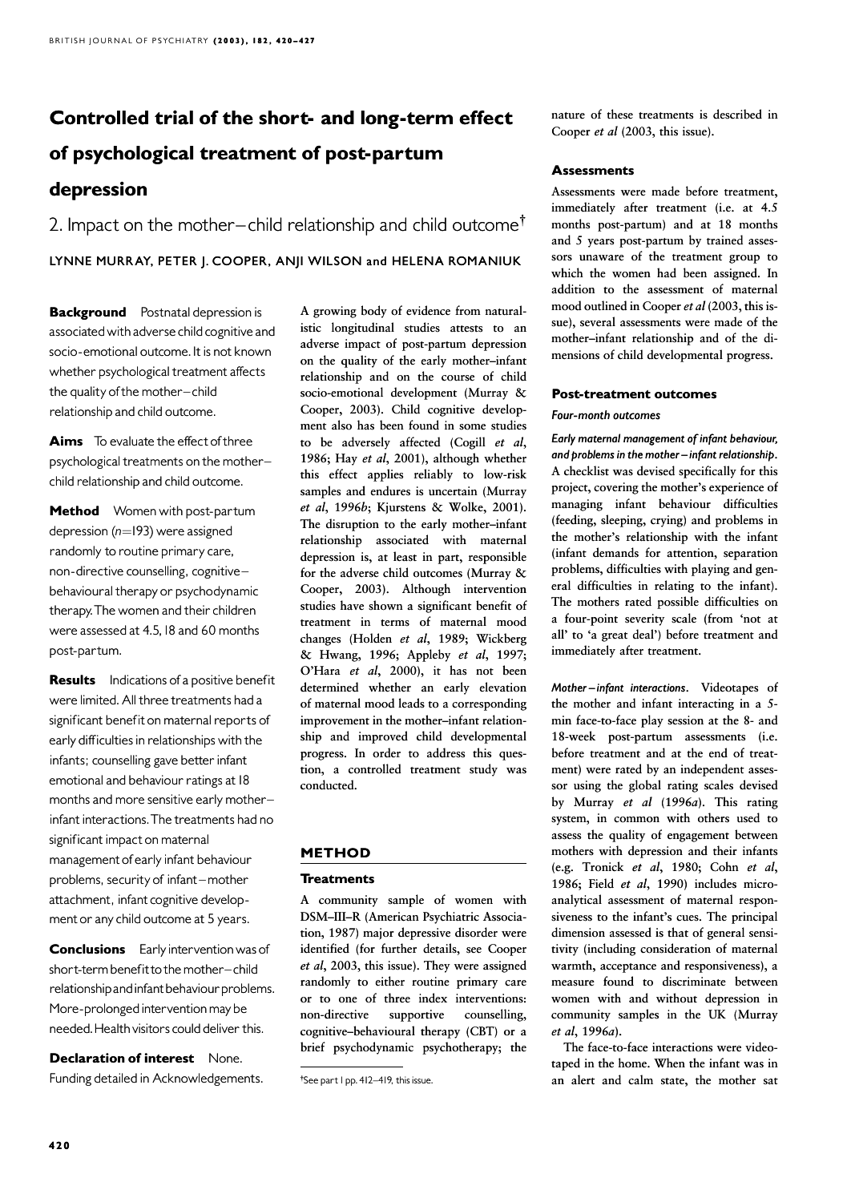# Controlled trial of the short- and long-term effect of psychological treatment of post-partum depression

## 2. Impact on the mother–child relationship and child outcome†

LYNNE MURRAY, PETER J. COOPER, ANJI WILSON and HELENA ROMANIUK

**Background** Postnatal depression is associated with adverse child cognitive and socio-emotional outcome. It is not known whether psychological treatment affects the quality of the mother–child relationship and child outcome.

**Aims** To evaluate the effect of three psychological treatments on the mother–child relationship and child outcome.

**Method** Women with post-partum depression ($n$=193) were assigned randomly to routine primary care, non-directive counselling, cognitive–behavioural therapy or psychodynamic therapy. The women and their children were assessed at 4.5, 18 and 60 months post-partum.

**Results** Indications of a positive benefit were limited. All three treatments had a significant benefit on maternal reports of early difficulties in relationships with the infants; counselling gave better infant emotional and behaviour ratings at 18 months and more sensitive early mother–infant interactions. The treatments had no significant impact on maternal management of early infant behaviour problems, security of infant–mother attachment, infant cognitive development or any child outcome at 5 years.

**Conclusions** Early intervention was of short-term benefit to the mother–child relationship and infant behaviour problems. More-prolonged intervention may be needed. Health visitors could deliver this.

**Declaration of interest** None. Funding detailed in Acknowledgements.

A growing body of evidence from naturalistic longitudinal studies attests to an adverse impact of post-partum depression on the quality of the early mother–infant relationship and on the course of child socio-emotional development (Murray & Cooper, 2003). Child cognitive development also has been found in some studies to be adversely affected (Cogill *et al*, 1986; Hay *et al*, 2001), although whether this effect applies reliably to low-risk samples and endures is uncertain (Murray *et al*, 1996*b*; Kjurstens & Wolke, 2001). The disruption to the early mother–infant relationship associated with maternal depression is, at least in part, responsible for the adverse child outcomes (Murray & Cooper, 2003). Although intervention studies have shown a significant benefit of treatment in terms of maternal mood changes (Holden *et al*, 1989; Wickberg & Hwang, 1996; Appleby *et al*, 1997; O'Hara *et al*, 2000), it has not been determined whether an early elevation of maternal mood leads to a corresponding improvement in the mother–infant relationship and improved child developmental progress. In order to address this question, a controlled treatment study was conducted.

## METHOD

### Treatments

A community sample of women with DSM–III–R (American Psychiatric Association, 1987) major depressive disorder were identified (for further details, see Cooper *et al*, 2003, this issue). They were assigned randomly to either routine primary care or to one of three index interventions: non-directive supportive counselling, cognitive–behavioural therapy (CBT) or a brief psychodynamic psychotherapy; the nature of these treatments is described in Cooper *et al* (2003, this issue).

†See part 1 pp. 412–419, this issue.

### Assessments

Assessments were made before treatment, immediately after treatment (i.e. at 4.5 months post-partum) and at 18 months and 5 years post-partum by trained assessors unaware of the treatment group to which the women had been assigned. In addition to the assessment of maternal mood outlined in Cooper *et al* (2003, this issue), several assessments were made of the mother–infant relationship and of the dimensions of child developmental progress.

### Post-treatment outcomes

#### Four-month outcomes

*Early maternal management of infant behaviour, and problems in the mother–infant relationship*. A checklist was devised specifically for this project, covering the mother's experience of managing infant behaviour difficulties (feeding, sleeping, crying) and problems in the mother's relationship with the infant (infant demands for attention, separation problems, difficulties with playing and general difficulties in relating to the infant). The mothers rated possible difficulties on a four-point severity scale (from 'not at all' to 'a great deal') before treatment and immediately after treatment.

*Mother–infant interactions*. Videotapes of the mother and infant interacting in a 5-min face-to-face play session at the 8- and 18-week post-partum assessments (i.e. before treatment and at the end of treatment) were rated by an independent assessor using the global rating scales devised by Murray *et al* (1996*a*). This rating system, in common with others used to assess the quality of engagement between mothers with depression and their infants (e.g. Tronick *et al*, 1980; Cohn *et al*, 1986; Field *et al*, 1990) includes micro-analytical assessment of maternal responsiveness to the infant's cues. The principal dimension assessed is that of general sensitivity (including consideration of maternal warmth, acceptance and responsiveness), a measure found to discriminate between women with and without depression in community samples in the UK (Murray *et al*, 1996*a*).

The face-to-face interactions were videotaped in the home. When the infant was in an alert and calm state, the mother sat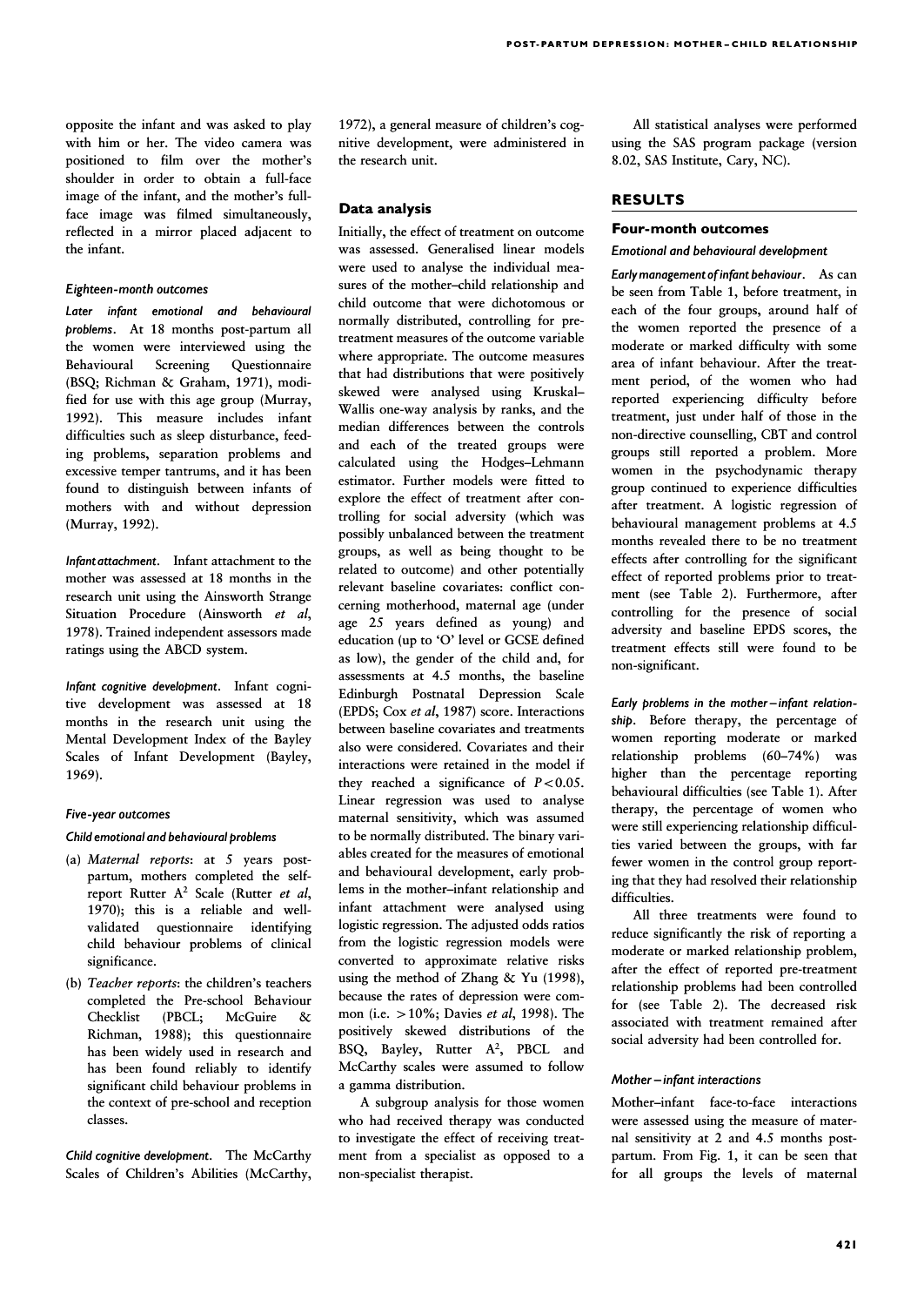opposite the infant and was asked to play with him or her. The video camera was positioned to film over the mother's shoulder in order to obtain a full-face image of the infant, and the mother's full-face image was filmed simultaneously, reflected in a mirror placed adjacent to the infant.

#### Eighteen-month outcomes

*Later infant emotional and behavioural problems*. At 18 months post-partum all the women were interviewed using the Behavioural Screening Questionnaire (BSQ; Richman & Graham, 1971), modified for use with this age group (Murray, 1992). This measure includes infant difficulties such as sleep disturbance, feeding problems, separation problems and excessive temper tantrums, and it has been found to distinguish between infants of mothers with and without depression (Murray, 1992).

*Infant attachment*. Infant attachment to the mother was assessed at 18 months in the research unit using the Ainsworth Strange Situation Procedure (Ainsworth *et al*, 1978). Trained independent assessors made ratings using the ABCD system.

*Infant cognitive development*. Infant cognitive development was assessed at 18 months in the research unit using the Mental Development Index of the Bayley Scales of Infant Development (Bayley, 1969).

#### Five-year outcomes

##### Child emotional and behavioural problems

(a) *Maternal reports*: at 5 years post-partum, mothers completed the self-report Rutter $A^2$ Scale (Rutter *et al*, 1970); this is a reliable and well-validated questionnaire identifying child behaviour problems of clinical significance.

(b) *Teacher reports*: the children's teachers completed the Pre-school Behaviour Checklist (PBCL; McGuire & Richman, 1988); this questionnaire has been widely used in research and has been found reliably to identify significant child behaviour problems in the context of pre-school and reception classes.

*Child cognitive development*. The McCarthy Scales of Children's Abilities (McCarthy, 1972), a general measure of children's cognitive development, were administered in the research unit.

### Data analysis

Initially, the effect of treatment on outcome was assessed. Generalised linear models were used to analyse the individual measures of the mother–child relationship and child outcome that were dichotomous or normally distributed, controlling for pre-treatment measures of the outcome variable where appropriate. The outcome measures that had distributions that were positively skewed were analysed using Kruskal–Wallis one-way analysis by ranks, and the median differences between the controls and each of the treated groups were calculated using the Hodges–Lehmann estimator. Further models were fitted to explore the effect of treatment after controlling for social adversity (which was possibly unbalanced between the treatment groups, as well as being thought to be related to outcome) and other potentially relevant baseline covariates: conflict concerning motherhood, maternal age (under age 25 years defined as young) and education (up to 'O' level or GCSE defined as low), the gender of the child and, for assessments at 4.5 months, the baseline Edinburgh Postnatal Depression Scale (EPDS; Cox *et al*, 1987) score. Interactions between baseline covariates and treatments also were considered. Covariates and their interactions were retained in the model if they reached a significance of $P<0.05$. Linear regression was used to analyse maternal sensitivity, which was assumed to be normally distributed. The binary variables created for the measures of emotional and behavioural development, early problems in the mother–infant relationship and infant attachment were analysed using logistic regression. The adjusted odds ratios from the logistic regression models were converted to approximate relative risks using the method of Zhang & Yu (1998), because the rates of depression were common (i.e. $>10\%$; Davies *et al*, 1998). The positively skewed distributions of the BSQ, Bayley, Rutter $A^2$, PBCL and McCarthy scales were assumed to follow a gamma distribution.

A subgroup analysis for those women who had received therapy was conducted to investigate the effect of receiving treatment from a specialist as opposed to a non-specialist therapist.

All statistical analyses were performed using the SAS program package (version 8.02, SAS Institute, Cary, NC).

## RESULTS

### Four-month outcomes

#### Emotional and behavioural development

*Early management of infant behaviour*. As can be seen from Table 1, before treatment, in each of the four groups, around half of the women reported the presence of a moderate or marked difficulty with some area of infant behaviour. After the treatment period, of the women who had reported experiencing difficulty before treatment, just under half of those in the non-directive counselling, CBT and control groups still reported a problem. More women in the psychodynamic therapy group continued to experience difficulties after treatment. A logistic regression of behavioural management problems at 4.5 months revealed there to be no treatment effects after controlling for the significant effect of reported problems prior to treatment (see Table 2). Furthermore, after controlling for the presence of social adversity and baseline EPDS scores, the treatment effects still were found to be non-significant.

*Early problems in the mother–infant relationship*. Before therapy, the percentage of women reporting moderate or marked relationship problems (60–74%) was higher than the percentage reporting behavioural difficulties (see Table 1). After therapy, the percentage of women who were still experiencing relationship difficulties varied between the groups, with far fewer women in the control group reporting that they had resolved their relationship difficulties.

All three treatments were found to reduce significantly the risk of reporting a moderate or marked relationship problem, after the effect of reported pre-treatment relationship problems had been controlled for (see Table 2). The decreased risk associated with treatment remained after social adversity had been controlled for.

#### Mother–infant interactions

Mother–infant face-to-face interactions were assessed using the measure of maternal sensitivity at 2 and 4.5 months post-partum. From Fig. 1, it can be seen that for all groups the levels of maternal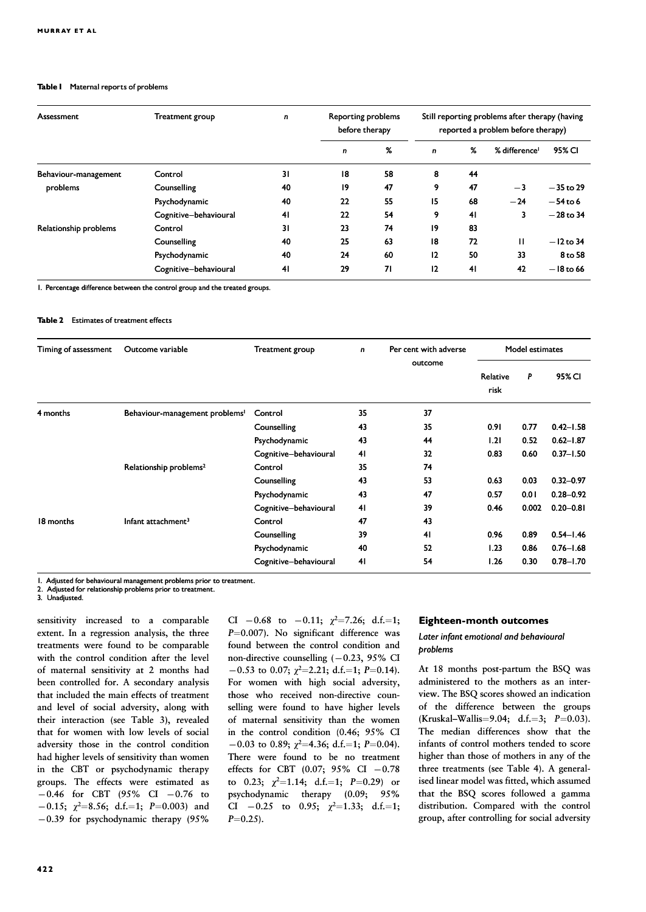**Table 1** Maternal reports of problems

| Assessment | Treatment group | n | Reporting problems before therapy | | Still reporting problems after therapy (having reported a problem before therapy) | | | |
|---|---|---|---|---|---|---|---|---|
| | | | n | % | n | % | % difference[1] | 95% CI |
| Behaviour-management problems | Control | 31 | 18 | 58 | 8 | 44 | | |
| | Counselling | 40 | 19 | 47 | 9 | 47 | −3 | −35 to 29 |
| | Psychodynamic | 40 | 22 | 55 | 15 | 68 | −24 | −54 to 6 |
| | Cognitive–behavioural | 41 | 22 | 54 | 9 | 41 | 3 | −28 to 34 |
| Relationship problems | Control | 31 | 23 | 74 | 19 | 83 | | |
| | Counselling | 40 | 25 | 63 | 18 | 72 | 11 | −12 to 34 |
| | Psychodynamic | 40 | 24 | 60 | 12 | 50 | 33 | 8 to 58 |
| | Cognitive–behavioural | 41 | 29 | 71 | 12 | 41 | 42 | −18 to 66 |

1. Percentage difference between the control group and the treated groups.

**Table 2** Estimates of treatment effects

| Timing of assessment | Outcome variable | Treatment group | n | Per cent with adverse outcome | Model estimates | | |
|---|---|---|---|---|---|---|---|
| | | | | | Relative risk | P | 95% CI |
| 4 months | Behaviour-management problems[1] | Control | 35 | 37 | | | |
| | | Counselling | 43 | 35 | 0.91 | 0.77 | 0.42–1.58 |
| | | Psychodynamic | 43 | 44 | 1.21 | 0.52 | 0.62–1.87 |
| | | Cognitive–behavioural | 41 | 32 | 0.83 | 0.60 | 0.37–1.50 |
| | Relationship problems[2] | Control | 35 | 74 | | | |
| | | Counselling | 43 | 53 | 0.63 | 0.03 | 0.32–0.97 |
| | | Psychodynamic | 43 | 47 | 0.57 | 0.01 | 0.28–0.92 |
| | | Cognitive–behavioural | 41 | 39 | 0.46 | 0.002 | 0.20–0.81 |
| 18 months | Infant attachment[3] | Control | 47 | 43 | | | |
| | | Counselling | 39 | 41 | 0.96 | 0.89 | 0.54–1.46 |
| | | Psychodynamic | 40 | 52 | 1.23 | 0.86 | 0.76–1.68 |
| | | Cognitive–behavioural | 41 | 54 | 1.26 | 0.30 | 0.78–1.70 |

1. Adjusted for behavioural management problems prior to treatment.
2. Adjusted for relationship problems prior to treatment.
3. Unadjusted.

sensitivity increased to a comparable extent. In a regression analysis, the three treatments were found to be comparable with the control condition after the level of maternal sensitivity at 2 months had been controlled for. A secondary analysis that included the main effects of treatment and level of social adversity, along with their interaction (see Table 3), revealed that for women with low levels of social adversity those in the control condition had higher levels of sensitivity than women in the CBT or psychodynamic therapy groups. The effects were estimated as −0.46 for CBT (95% CI −0.76 to −0.15; $\chi^2$=8.56; d.f.=1; $P$=0.003) and −0.39 for psychodynamic therapy (95% CI −0.68 to −0.11; $\chi^2$=7.26; d.f.=1; $P$=0.007). No significant difference was found between the control condition and non-directive counselling (−0.23, 95% CI −0.53 to 0.07; $\chi^2$=2.21; d.f.=1; $P$=0.14). For women with high social adversity, those who received non-directive counselling were found to have higher levels of maternal sensitivity than the women in the control condition (0.46; 95% CI −0.03 to 0.89; $\chi^2$=4.36; d.f.=1; $P$=0.04). There were found to be no treatment effects for CBT (0.07; 95% CI −0.78 to 0.23; $\chi^2$=1.14; d.f.=1; $P$=0.29) or psychodynamic therapy (0.09; 95% CI −0.25 to 0.95; $\chi^2$=1.33; d.f.=1; $P$=0.25).

## Eighteen-month outcomes

### *Later infant emotional and behavioural problems*

At 18 months post-partum the BSQ was administered to the mothers as an interview. The BSQ scores showed an indication of the difference between the groups (Kruskal–Wallis=9.04; d.f.=3; $P$=0.03). The median differences show that the infants of control mothers tended to score higher than those of mothers in any of the three treatments (see Table 4). A generalised linear model was fitted, which assumed that the BSQ scores followed a gamma distribution. Compared with the control group, after controlling for social adversity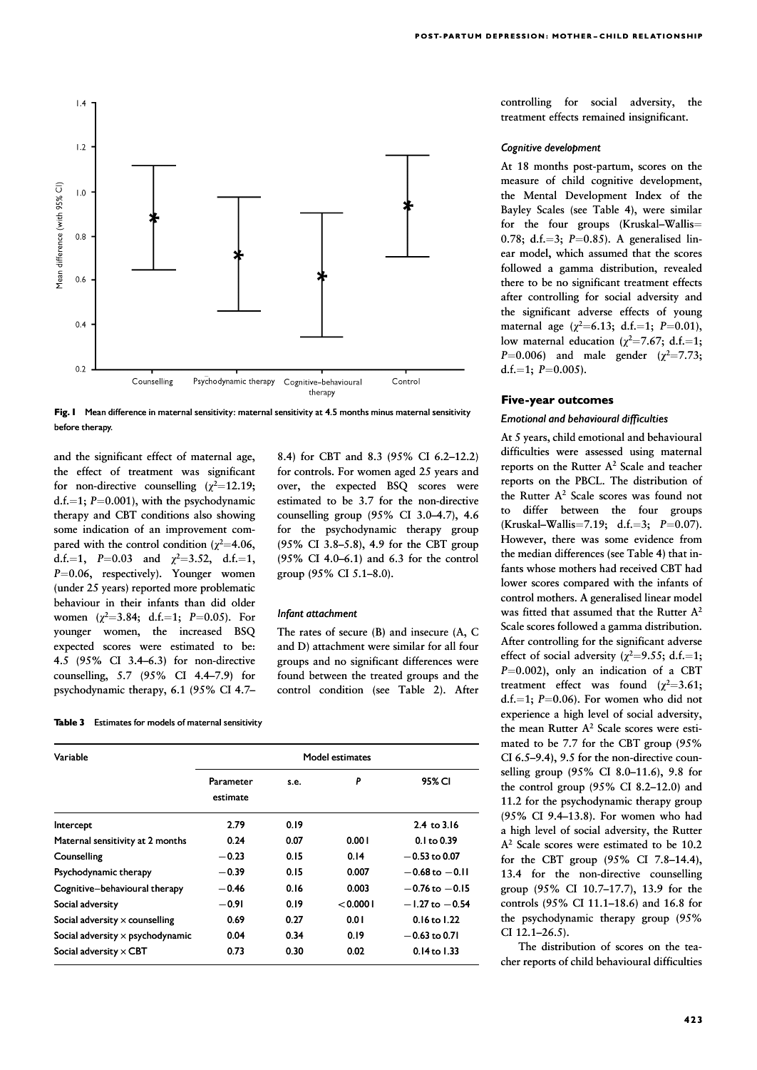Fig. 1 Mean difference in maternal sensitivity: maternal sensitivity at 4.5 months minus maternal sensitivity before therapy.

and the significant effect of maternal age, the effect of treatment was significant for non-directive counselling ($\chi^2$=12.19; d.f.=1; $P$=0.001), with the psychodynamic therapy and CBT conditions also showing some indication of an improvement compared with the control condition ($\chi^2$=4.06, d.f.=1, $P$=0.03 and $\chi^2$=3.52, d.f.=1, $P$=0.06, respectively). Younger women (under 25 years) reported more problematic behaviour in their infants than did older women ($\chi^2$=3.84; d.f.=1; $P$=0.05). For younger women, the increased BSQ expected scores were estimated to be: 4.5 (95% CI 3.4–6.3) for non-directive counselling, 5.7 (95% CI 4.4–7.9) for psychodynamic therapy, 6.1 (95% CI 4.7–8.4) for CBT and 8.3 (95% CI 6.2–12.2) for controls. For women aged 25 years and over, the expected BSQ scores were estimated to be 3.7 for the non-directive counselling group (95% CI 3.0–4.7), 4.6 for the psychodynamic therapy group (95% CI 3.8–5.8), 4.9 for the CBT group (95% CI 4.0–6.1) and 6.3 for the control group (95% CI 5.1–8.0).

### Infant attachment

The rates of secure (B) and insecure (A, C and D) attachment were similar for all four groups and no significant differences were found between the treated groups and the control condition (see Table 2). After controlling for social adversity, the treatment effects remained insignificant.

**Table 3** Estimates for models of maternal sensitivity

| Variable | Model estimates | | | |
|---|---|---|---|---|
| | Parameter estimate | s.e. | $P$ | 95% CI |
| Intercept | 2.79 | 0.19 | | 2.4 to 3.16 |
| Maternal sensitivity at 2 months | 0.24 | 0.07 | 0.001 | 0.1 to 0.39 |
| Counselling | −0.23 | 0.15 | 0.14 | −0.53 to 0.07 |
| Psychodynamic therapy | −0.39 | 0.15 | 0.007 | −0.68 to −0.11 |
| Cognitive–behavioural therapy | −0.46 | 0.16 | 0.003 | −0.76 to −0.15 |
| Social adversity | −0.91 | 0.19 | <0.0001 | −1.27 to −0.54 |
| Social adversity × counselling | 0.69 | 0.27 | 0.01 | 0.16 to 1.22 |
| Social adversity × psychodynamic | 0.04 | 0.34 | 0.19 | −0.63 to 0.71 |
| Social adversity × CBT | 0.73 | 0.30 | 0.02 | 0.14 to 1.33 |

### Cognitive development

At 18 months post-partum, scores on the measure of child cognitive development, the Mental Development Index of the Bayley Scales (see Table 4), were similar for the four groups (Kruskal–Wallis=0.78; d.f.=3; $P$=0.85). A generalised linear model, which assumed that the scores followed a gamma distribution, revealed there to be no significant treatment effects after controlling for social adversity and the significant adverse effects of young maternal age ($\chi^2$=6.13; d.f.=1; $P$=0.01), low maternal education ($\chi^2$=7.67; d.f.=1; $P$=0.006) and male gender ($\chi^2$=7.73; d.f.=1; $P$=0.005).

## Five-year outcomes

### Emotional and behavioural difficulties

At 5 years, child emotional and behavioural difficulties were assessed using maternal reports on the Rutter $A^2$ Scale and teacher reports on the PBCL. The distribution of the Rutter $A^2$ Scale scores was found not to differ between the four groups (Kruskal–Wallis=7.19; d.f.=3; $P$=0.07). However, there was some evidence from the median differences (see Table 4) that infants whose mothers had received CBT had lower scores compared with the infants of control mothers. A generalised linear model was fitted that assumed that the Rutter $A^2$ Scale scores followed a gamma distribution. After controlling for the significant adverse effect of social adversity ($\chi^2$=9.55; d.f.=1; $P$=0.002), only an indication of a CBT treatment effect was found ($\chi^2$=3.61; d.f.=1; $P$=0.06). For women who did not experience a high level of social adversity, the mean Rutter $A^2$ Scale scores were estimated to be 7.7 for the CBT group (95% CI 6.5–9.4), 9.5 for the non-directive counselling group (95% CI 8.0–11.6), 9.8 for the control group (95% CI 8.2–12.0) and 11.2 for the psychodynamic therapy group (95% CI 9.4–13.8). For women who had a high level of social adversity, the Rutter $A^2$ Scale scores were estimated to be 10.2 for the CBT group (95% CI 7.8–14.4), 13.4 for the non-directive counselling group (95% CI 10.7–17.7), 13.9 for the controls (95% CI 11.1–18.6) and 16.8 for the psychodynamic therapy group (95% CI 12.1–26.5).

The distribution of scores on the teacher reports of child behavioural difficulties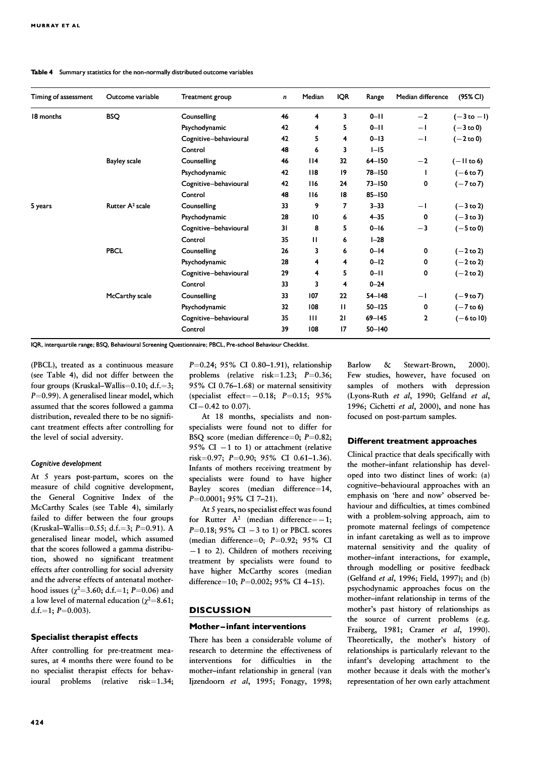**Table 4** Summary statistics for the non-normally distributed outcome variables

| Timing of assessment | Outcome variable | Treatment group | *n* | Median | IQR | Range | Median difference | (95% CI) |
|---|---|---|---|---|---|---|---|---|
| 18 months | BSQ | Counselling | 46 | 4 | 3 | 0–11 | −2 | (−3 to −1) |
| | | Psychodynamic | 42 | 4 | 5 | 0–11 | −1 | (−3 to 0) |
| | | Cognitive–behavioural | 42 | 5 | 4 | 0–13 | −1 | (−2 to 0) |
| | | Control | 48 | 6 | 3 | 1–15 | | |
| | Bayley scale | Counselling | 46 | 114 | 32 | 64–150 | −2 | (−11 to 6) |
| | | Psychodynamic | 42 | 118 | 19 | 78–150 | 1 | (−6 to 7) |
| | | Cognitive–behavioural | 42 | 116 | 24 | 73–150 | 0 | (−7 to 7) |
| | | Control | 48 | 116 | 18 | 85–150 | | |
| 5 years | Rutter $A^2$ scale | Counselling | 33 | 9 | 7 | 3–33 | −1 | (−3 to 2) |
| | | Psychodynamic | 28 | 10 | 6 | 4–35 | 0 | (−3 to 3) |
| | | Cognitive–behavioural | 31 | 8 | 5 | 0–16 | −3 | (−5 to 0) |
| | | Control | 35 | 11 | 6 | 1–28 | | |
| | PBCL | Counselling | 26 | 3 | 6 | 0–14 | 0 | (−2 to 2) |
| | | Psychodynamic | 28 | 4 | 4 | 0–12 | 0 | (−2 to 2) |
| | | Cognitive–behavioural | 29 | 4 | 5 | 0–11 | 0 | (−2 to 2) |
| | | Control | 33 | 3 | 4 | 0–24 | | |
| | McCarthy scale | Counselling | 33 | 107 | 22 | 54–148 | −1 | (−9 to 7) |
| | | Psychodynamic | 32 | 108 | 11 | 50–125 | 0 | (−7 to 6) |
| | | Cognitive–behavioural | 35 | 111 | 21 | 69–145 | 2 | (−6 to 10) |
| | | Control | 39 | 108 | 17 | 50–140 | | |

IQR, interquartile range; BSQ, Behavioural Screening Questionnaire; PBCL, Pre-school Behaviour Checklist.

(PBCL), treated as a continuous measure (see Table 4), did not differ between the four groups (Kruskal–Wallis=0.10; d.f.=3; $P$=0.99). A generalised linear model, which assumed that the scores followed a gamma distribution, revealed there to be no significant treatment effects after controlling for the level of social adversity.

#### *Cognitive development*

At 5 years post-partum, scores on the measure of child cognitive development, the General Cognitive Index of the McCarthy Scales (see Table 4), similarly failed to differ between the four groups (Kruskal–Wallis=0.55; d.f.=3; $P$=0.91). A generalised linear model, which assumed that the scores followed a gamma distribution, showed no significant treatment effects after controlling for social adversity and the adverse effects of antenatal motherhood issues ($\chi^2$=3.60; d.f.=1; $P$=0.06) and a low level of maternal education ($\chi^2$=8.61; d.f.=1; $P$=0.003).

### Specialist therapist effects

After controlling for pre-treatment measures, at 4 months there were found to be no specialist therapist effects for behavioural problems (relative risk=1.34; $P$=0.24; 95% CI 0.80–1.91), relationship problems (relative risk=1.23; $P$=0.36; 95% CI 0.76–1.68) or maternal sensitivity (specialist effect=−0.18; $P$=0.15; 95% CI −0.42 to 0.07).

At 18 months, specialists and non-specialists were found not to differ for BSQ score (median difference=0; $P$=0.82; 95% CI −1 to 1) or attachment (relative risk=0.97; $P$=0.90; 95% CI 0.61–1.36). Infants of mothers receiving treatment by specialists were found to have higher Bayley scores (median difference=14, $P$=0.0001; 95% CI 7–21).

At 5 years, no specialist effect was found for Rutter $A^2$ (median difference=−1; $P$=0.18; 95% CI −3 to 1) or PBCL scores (median difference=0; $P$=0.92; 95% CI −1 to 2). Children of mothers receiving treatment by specialists were found to have higher McCarthy scores (median difference=10; $P$=0.002; 95% CI 4–15).

## DISCUSSION

### Mother–infant interventions

There has been a considerable volume of research to determine the effectiveness of interventions for difficulties in the mother–infant relationship in general (van Ijzendoorn *et al*, 1995; Fonagy, 1998; Barlow & Stewart-Brown, 2000). Few studies, however, have focused on samples of mothers with depression (Lyons-Ruth *et al*, 1990; Gelfand *et al*, 1996; Cichetti *et al*, 2000), and none has focused on post-partum samples.

### Different treatment approaches

Clinical practice that deals specifically with the mother–infant relationship has developed into two distinct lines of work: (a) cognitive–behavioural approaches with an emphasis on 'here and now' observed behaviour and difficulties, at times combined with a problem-solving approach, aim to promote maternal feelings of competence in infant caretaking as well as to improve maternal sensitivity and the quality of mother–infant interactions, for example, through modelling or positive feedback (Gelfand *et al*, 1996; Field, 1997); and (b) psychodynamic approaches focus on the mother–infant relationship in terms of the mother's past history of relationships as the source of current problems (e.g. Fraiberg, 1981; Cramer *et al*, 1990). Theoretically, the mother's history of relationships is particularly relevant to the infant's developing attachment to the mother because it deals with the mother's representation of her own early attachment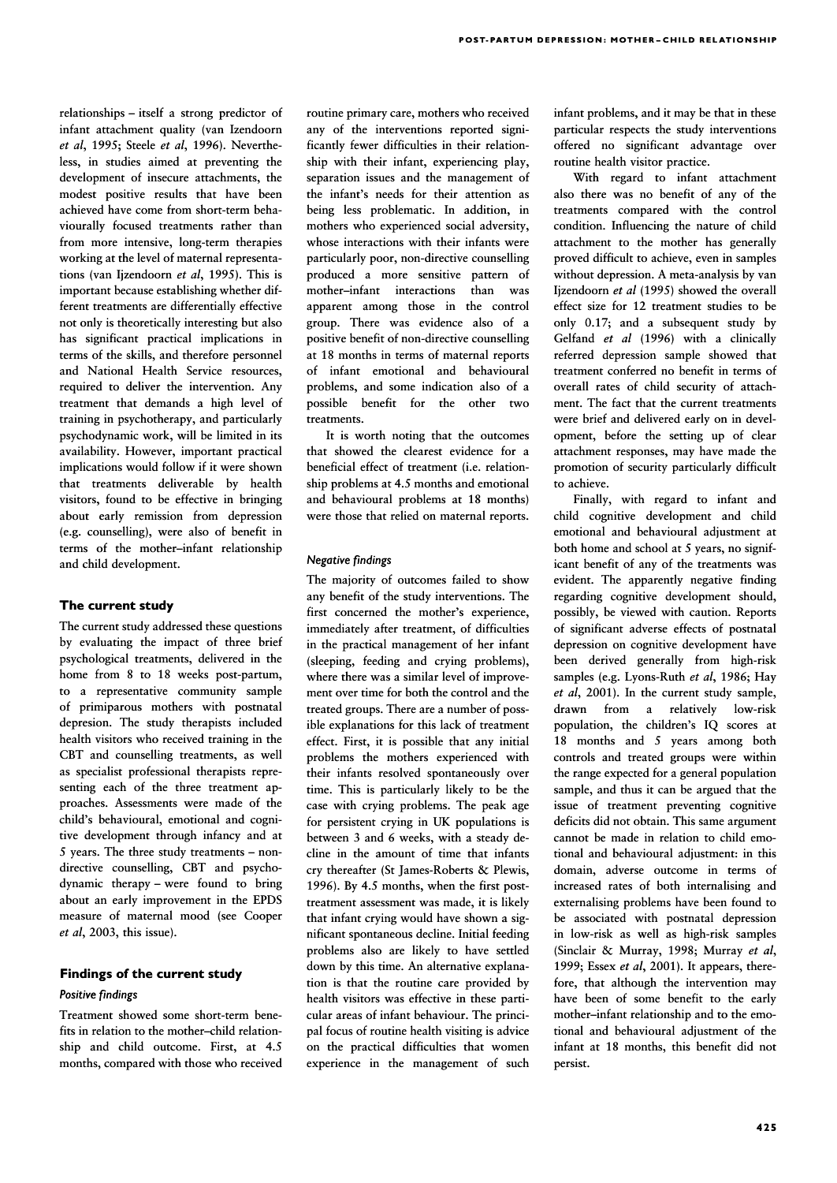relationships – itself a strong predictor of infant attachment quality (van Izendoorn *et al*, 1995; Steele *et al*, 1996). Nevertheless, in studies aimed at preventing the development of insecure attachments, the modest positive results that have been achieved have come from short-term behaviourally focused treatments rather than from more intensive, long-term therapies working at the level of maternal representations (van Ijzendoorn *et al*, 1995). This is important because establishing whether different treatments are differentially effective not only is theoretically interesting but also has significant practical implications in terms of the skills, and therefore personnel and National Health Service resources, required to deliver the intervention. Any treatment that demands a high level of training in psychotherapy, and particularly psychodynamic work, will be limited in its availability. However, important practical implications would follow if it were shown that treatments deliverable by health visitors, found to be effective in bringing about early remission from depression (e.g. counselling), were also of benefit in terms of the mother–infant relationship and child development.

## The current study

The current study addressed these questions by evaluating the impact of three brief psychological treatments, delivered in the home from 8 to 18 weeks post-partum, to a representative community sample of primiparous mothers with postnatal depression. The study therapists included health visitors who received training in the CBT and counselling treatments, as well as specialist professional therapists representing each of the three treatment approaches. Assessments were made of the child's behavioural, emotional and cognitive development through infancy and at 5 years. The three study treatments – non-directive counselling, CBT and psychodynamic therapy – were found to bring about an early improvement in the EPDS measure of maternal mood (see Cooper *et al*, 2003, this issue).

## Findings of the current study

### *Positive findings*

Treatment showed some short-term benefits in relation to the mother–child relationship and child outcome. First, at 4.5 months, compared with those who received routine primary care, mothers who received any of the interventions reported significantly fewer difficulties in their relationship with their infant, experiencing play, separation issues and the management of the infant's needs for their attention as being less problematic. In addition, in mothers who experienced social adversity, whose interactions with their infants were particularly poor, non-directive counselling produced a more sensitive pattern of mother–infant interactions than was apparent among those in the control group. There was evidence also of a positive benefit of non-directive counselling at 18 months in terms of maternal reports of infant emotional and behavioural problems, and some indication also of a possible benefit for the other two treatments.

It is worth noting that the outcomes that showed the clearest evidence for a beneficial effect of treatment (i.e. relationship problems at 4.5 months and emotional and behavioural problems at 18 months) were those that relied on maternal reports.

### *Negative findings*

The majority of outcomes failed to show any benefit of the study interventions. The first concerned the mother's experience, immediately after treatment, of difficulties in the practical management of her infant (sleeping, feeding and crying problems), where there was a similar level of improvement over time for both the control and the treated groups. There are a number of possible explanations for this lack of treatment effect. First, it is possible that any initial problems the mothers experienced with their infants resolved spontaneously over time. This is particularly likely to be the case with crying problems. The peak age for persistent crying in UK populations is between 3 and 6 weeks, with a steady decline in the amount of time that infants cry thereafter (St James-Roberts & Plewis, 1996). By 4.5 months, when the first post-treatment assessment was made, it is likely that infant crying would have shown a significant spontaneous decline. Initial feeding problems also are likely to have settled down by this time. An alternative explanation is that the routine care provided by health visitors was effective in these particular areas of infant behaviour. The principal focus of routine health visiting is advice on the practical difficulties that women experience in the management of such infant problems, and it may be that in these particular respects the study interventions offered no significant advantage over routine health visitor practice.

With regard to infant attachment also there was no benefit of any of the treatments compared with the control condition. Influencing the nature of child attachment to the mother has generally proved difficult to achieve, even in samples without depression. A meta-analysis by van Ijzendoorn *et al* (1995) showed the overall effect size for 12 treatment studies to be only 0.17; and a subsequent study by Gelfand *et al* (1996) with a clinically referred depression sample showed that treatment conferred no benefit in terms of overall rates of child security of attachment. The fact that the current treatments were brief and delivered early on in development, before the setting up of clear attachment responses, may have made the promotion of security particularly difficult to achieve.

Finally, with regard to infant and child cognitive development and child emotional and behavioural adjustment at both home and school at 5 years, no significant benefit of any of the treatments was evident. The apparently negative finding regarding cognitive development should, possibly, be viewed with caution. Reports of significant adverse effects of postnatal depression on cognitive development have been derived generally from high-risk samples (e.g. Lyons-Ruth *et al*, 1986; Hay *et al*, 2001). In the current study sample, drawn from a relatively low-risk population, the children's IQ scores at 18 months and 5 years among both controls and treated groups were within the range expected for a general population sample, and thus it can be argued that the issue of treatment preventing cognitive deficits did not obtain. This same argument cannot be made in relation to child emotional and behavioural adjustment: in this domain, adverse outcome in terms of increased rates of both internalising and externalising problems have been found to be associated with postnatal depression in low-risk as well as high-risk samples (Sinclair & Murray, 1998; Murray *et al*, 1999; Essex *et al*, 2001). It appears, therefore, that although the intervention may have been of some benefit to the early mother–infant relationship and to the emotional and behavioural adjustment of the infant at 18 months, this benefit did not persist.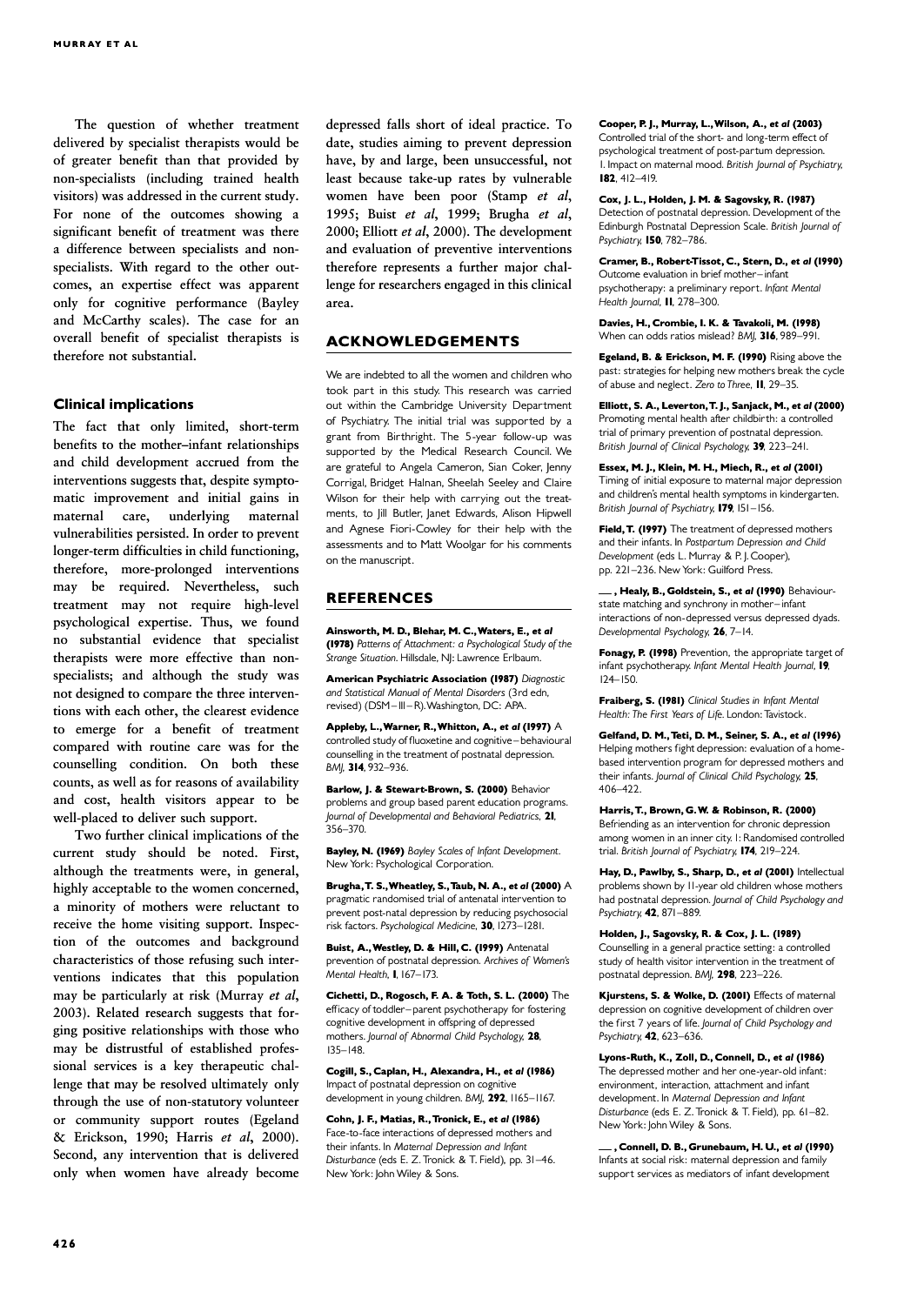The question of whether treatment delivered by specialist therapists would be of greater benefit than that provided by non-specialists (including trained health visitors) was addressed in the current study. For none of the outcomes showing a significant benefit of treatment was there a difference between specialists and non-specialists. With regard to the other outcomes, an expertise effect was apparent only for cognitive performance (Bayley and McCarthy scales). The case for an overall benefit of specialist therapists is therefore not substantial.

### Clinical implications

The fact that only limited, short-term benefits to the mother–infant relationships and child development accrued from the interventions suggests that, despite symptomatic improvement and initial gains in maternal care, underlying maternal vulnerabilities persisted. In order to prevent longer-term difficulties in child functioning, therefore, more-prolonged interventions may be required. Nevertheless, such treatment may not require high-level psychological expertise. Thus, we found no substantial evidence that specialist therapists were more effective than non-specialists; and although the study was not designed to compare the three interventions with each other, the clearest evidence to emerge for a benefit of treatment compared with routine care was for the counselling condition. On both these counts, as well as for reasons of availability and cost, health visitors appear to be well-placed to deliver such support.

Two further clinical implications of the current study should be noted. First, although the treatments were, in general, highly acceptable to the women concerned, a minority of mothers were reluctant to receive the home visiting support. Inspection of the outcomes and background characteristics of those refusing such interventions indicates that this population may be particularly at risk (Murray *et al*, 2003). Related research suggests that forging positive relationships with those who may be distrustful of established professional services is a key therapeutic challenge that may be resolved ultimately only through the use of non-statutory volunteer or community support routes (Egeland & Erickson, 1990; Harris *et al*, 2000). Second, any intervention that is delivered only when women have already become depressed falls short of ideal practice. To date, studies aiming to prevent depression have, by and large, been unsuccessful, not least because take-up rates by vulnerable women have been poor (Stamp *et al*, 1995; Buist *et al*, 1999; Brugha *et al*, 2000; Elliott *et al*, 2000). The development and evaluation of preventive interventions therefore represents a further major challenge for researchers engaged in this clinical area.

## ACKNOWLEDGEMENTS

We are indebted to all the women and children who took part in this study. This research was carried out within the Cambridge University Department of Psychiatry. The initial trial was supported by a grant from Birthright. The 5-year follow-up was supported by the Medical Research Council. We are grateful to Angela Cameron, Sian Coker, Jenny Corrigal, Bridget Halnan, Sheelah Seeley and Claire Wilson for their help with carrying out the treatments, to Jill Butler, Janet Edwards, Alison Hipwell and Agnese Fiori-Cowley for their help with the assessments and to Matt Woolgar for his comments on the manuscript.

## REFERENCES

**Ainsworth, M. D., Blehar, M. C., Waters, E., *et al* (1978)** *Patterns of Attachment: a Psychological Study of the Strange Situation*. Hillsdale, NJ: Lawrence Erlbaum.

**American Psychiatric Association (1987)** *Diagnostic and Statistical Manual of Mental Disorders* (3rd edn, revised) (DSM–III–R). Washington, DC: APA.

**Appleby, L., Warner, R., Whitton, A., *et al* (1997)** A controlled study of fluoxetine and cognitive–behavioural counselling in the treatment of postnatal depression. *BMJ*, **314**, 932–936.

**Barlow, J. & Stewart-Brown, S. (2000)** Behavior problems and group based parent education programs. *Journal of Developmental and Behavioral Pediatrics*, **21**, 356–370.

**Bayley, N. (1969)** *Bayley Scales of Infant Development*. New York: Psychological Corporation.

**Brugha, T. S., Wheatley, S., Taub, N. A., *et al* (2000)** A pragmatic randomised trial of antenatal intervention to prevent post-natal depression by reducing psychosocial risk factors. *Psychological Medicine*, **30**, 1273–1281.

**Buist, A., Westley, D. & Hill, C. (1999)** Antenatal prevention of postnatal depression. *Archives of Women's Mental Health*, **1**, 167–173.

**Cichetti, D., Rogosch, F. A. & Toth, S. L. (2000)** The efficacy of toddler–parent psychotherapy for fostering cognitive development in offspring of depressed mothers. *Journal of Abnormal Child Psychology*, **28**, 135–148.

**Cogill, S., Caplan, H., Alexandra, H., *et al* (1986)** Impact of postnatal depression on cognitive development in young children. *BMJ*, **292**, 1165–1167.

**Cohn, J. F., Matias, R., Tronick, E., *et al* (1986)** Face-to-face interactions of depressed mothers and their infants. In *Maternal Depression and Infant Disturbance* (eds E. Z. Tronick & T. Field), pp. 31–46. New York: John Wiley & Sons.

**Cooper, P. J., Murray, L., Wilson, A., *et al* (2003)** Controlled trial of the short- and long-term effect of psychological treatment of post-partum depression. I. Impact on maternal mood. *British Journal of Psychiatry*, **182**, 412–419.

**Cox, J. L., Holden, J. M. & Sagovsky, R. (1987)** Detection of postnatal depression. Development of the Edinburgh Postnatal Depression Scale. *British Journal of Psychiatry*, **150**, 782–786.

**Cramer, B., Robert-Tissot, C., Stern, D., *et al* (1990)** Outcome evaluation in brief mother–infant psychotherapy: a preliminary report. *Infant Mental Health Journal*, **11**, 278–300.

**Davies, H., Crombie, I. K. & Tavakoli, M. (1998)** When can odds ratios mislead? *BMJ*, **316**, 989–991.

**Egeland, B. & Erickson, M. F. (1990)** Rising above the past: strategies for helping new mothers break the cycle of abuse and neglect. *Zero to Three*, **11**, 29–35.

**Elliott, S. A., Leverton, T. J., Sanjack, M., *et al* (2000)** Promoting mental health after childbirth: a controlled trial of primary prevention of postnatal depression. *British Journal of Clinical Psychology*, **39**, 223–241.

**Essex, M. J., Klein, M. H., Miech, R., *et al* (2001)** Timing of initial exposure to maternal major depression and children's mental health symptoms in kindergarten. *British Journal of Psychiatry*, **179**, 151–156.

**Field, T. (1997)** The treatment of depressed mothers and their infants. In *Postpartum Depression and Child Development* (eds L. Murray & P. J. Cooper), pp. 221–236. New York: Guilford Press.

**—, Healy, B., Goldstein, S., *et al* (1990)** Behaviour-state matching and synchrony in mother–infant interactions of non-depressed versus depressed dyads. *Developmental Psychology*, **26**, 7–14.

**Fonagy, P. (1998)** Prevention, the appropriate target of infant psychotherapy. *Infant Mental Health Journal*, **19**, 124–150.

**Fraiberg, S. (1981)** *Clinical Studies in Infant Mental Health: The First Years of Life*. London: Tavistock.

**Gelfand, D. M., Teti, D. M., Seiner, S. A., *et al* (1996)** Helping mothers fight depression: evaluation of a home-based intervention program for depressed mothers and their infants. *Journal of Clinical Child Psychology*, **25**, 406–422.

**Harris, T., Brown, G. W. & Robinson, R. (2000)** Befriending as an intervention for chronic depression among women in an inner city. I: Randomised controlled trial. *British Journal of Psychiatry*, **174**, 219–224.

**Hay, D., Pawlby, S., Sharp, D., *et al* (2001)** Intellectual problems shown by 11-year old children whose mothers had postnatal depression. *Journal of Child Psychology and Psychiatry*, **42**, 871–889.

**Holden, J., Sagovsky, R. & Cox, J. L. (1989)** Counselling in a general practice setting: a controlled study of health visitor intervention in the treatment of postnatal depression. *BMJ*, **298**, 223–226.

**Kjurstens, S. & Wolke, D. (2001)** Effects of maternal depression on cognitive development of children over the first 7 years of life. *Journal of Child Psychology and Psychiatry*, **42**, 623–636.

**Lyons-Ruth, K., Zoll, D., Connell, D., *et al* (1986)** The depressed mother and her one-year-old infant: environment, interaction, attachment and infant development. In *Maternal Depression and Infant Disturbance* (eds E. Z. Tronick & T. Field), pp. 61–82. New York: John Wiley & Sons.

**—, Connell, D. B., Grunebaum, H. U., *et al* (1990)** Infants at social risk: maternal depression and family support services as mediators of infant development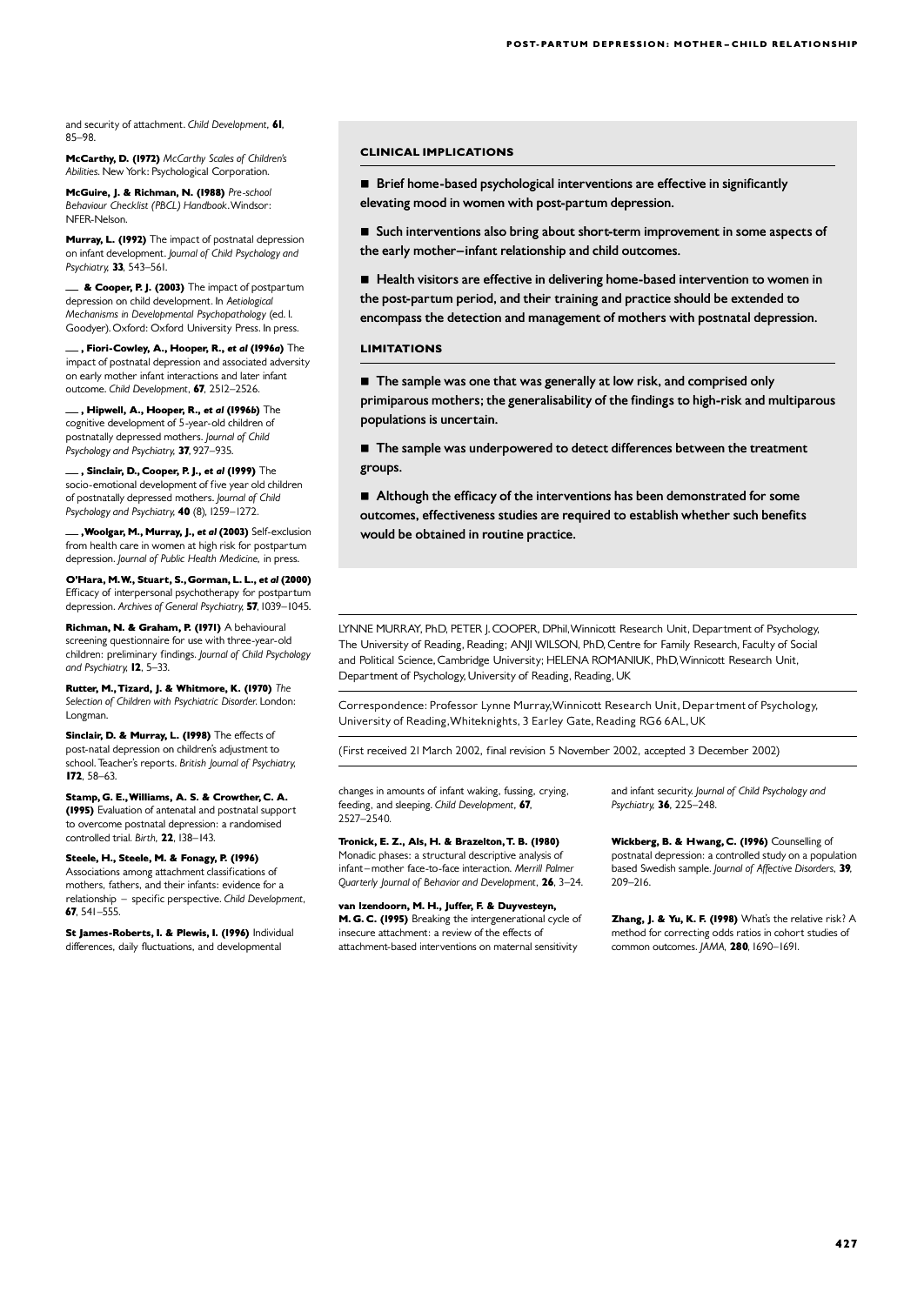and security of attachment. *Child Development*, **61**, 85–98.

**McCarthy, D. (1972)** *McCarthy Scales of Children's Abilities*. New York: Psychological Corporation.

**McGuire, J. & Richman, N. (1988)** *Pre-school Behaviour Checklist (PBCL) Handbook*. Windsor: NFER-Nelson.

**Murray, L. (1992)** The impact of postnatal depression on infant development. *Journal of Child Psychology and Psychiatry*, **33**, 543–561.

**__ & Cooper, P. J. (2003)** The impact of postpartum depression on child development. In *Aetiological Mechanisms in Developmental Psychopathology* (ed. I. Goodyer). Oxford: Oxford University Press. In press.

**__, Fiori-Cowley, A., Hooper, R., *et al* (1996*a*)** The impact of postnatal depression and associated adversity on early mother infant interactions and later infant outcome. *Child Development*, **67**, 2512–2526.

**__, Hipwell, A., Hooper, R., *et al* (1996*b*)** The cognitive development of 5-year-old children of postnatally depressed mothers. *Journal of Child Psychology and Psychiatry*, **37**, 927–935.

**__, Sinclair, D., Cooper, P. J., *et al* (1999)** The socio-emotional development of five year old children of postnatally depressed mothers. *Journal of Child Psychology and Psychiatry*, **40** (8), 1259–1272.

**__, Woolgar, M., Murray, J., *et al* (2003)** Self-exclusion from health care in women at high risk for postpartum depression. *Journal of Public Health Medicine*, in press.

**O'Hara, M. W., Stuart, S., Gorman, L. L., *et al* (2000)** Efficacy of interpersonal psychotherapy for postpartum depression. *Archives of General Psychiatry*, **57**, 1039–1045.

**Richman, N. & Graham, P. (1971)** A behavioural screening questionnaire for use with three-year-old children: preliminary findings. *Journal of Child Psychology and Psychiatry*, **12**, 5–33.

**Rutter, M., Tizard, J. & Whitmore, K. (1970)** *The Selection of Children with Psychiatric Disorder*. London: Longman.

**Sinclair, D. & Murray, L. (1998)** The effects of post-natal depression on children's adjustment to school. Teacher's reports. *British Journal of Psychiatry*, **172**, 58–63.

**Stamp, G. E., Williams, A. S. & Crowther, C. A. (1995)** Evaluation of antenatal and postnatal support to overcome postnatal depression: a randomised controlled trial. *Birth*, **22**, 138–143.

**Steele, H., Steele, M. & Fonagy, P. (1996)** Associations among attachment classifications of mothers, fathers, and their infants: evidence for a relationship – specific perspective. *Child Development*, **67**, 541–555.

**St James-Roberts, I. & Plewis, I. (1996)** Individual differences, daily fluctuations, and developmental changes in amounts of infant waking, fussing, crying, feeding, and sleeping. *Child Development*, **67**, 2527–2540.

**Tronick, E. Z., Als, H. & Brazelton, T. B. (1980)** Monadic phases: a structural descriptive analysis of infant–mother face-to-face interaction. *Merrill Palmer Quarterly Journal of Behavior and Development*, **26**, 3–24.

**van Izendoorn, M. H., Juffer, F. & Duyvesteyn, M. G. C. (1995)** Breaking the intergenerational cycle of insecure attachment: a review of the effects of attachment-based interventions on maternal sensitivity and infant security. *Journal of Child Psychology and Psychiatry*, **36**, 225–248.

**Wickberg, B. & Hwang, C. (1996)** Counselling of postnatal depression: a controlled study on a population based Swedish sample. *Journal of Affective Disorders*, **39**, 209–216.

**Zhang, J. & Yu, K. F. (1998)** What's the relative risk? A method for correcting odds ratios in cohort studies of common outcomes. *JAMA*, **280**, 1690–1691.

## CLINICAL IMPLICATIONS

- Brief home-based psychological interventions are effective in significantly elevating mood in women with post-partum depression.
- Such interventions also bring about short-term improvement in some aspects of the early mother–infant relationship and child outcomes.
- Health visitors are effective in delivering home-based intervention to women in the post-partum period, and their training and practice should be extended to encompass the detection and management of mothers with postnatal depression.

## LIMITATIONS

- The sample was one that was generally at low risk, and comprised only primiparous mothers; the generalisability of the findings to high-risk and multiparous populations is uncertain.
- The sample was underpowered to detect differences between the treatment groups.
- Although the efficacy of the interventions has been demonstrated for some outcomes, effectiveness studies are required to establish whether such benefits would be obtained in routine practice.

LYNNE MURRAY, PhD, PETER J. COOPER, DPhil, Winnicott Research Unit, Department of Psychology, The University of Reading, Reading; ANJI WILSON, PhD, Centre for Family Research, Faculty of Social and Political Science, Cambridge University; HELENA ROMANIUK, PhD, Winnicott Research Unit, Department of Psychology, University of Reading, Reading, UK

Correspondence: Professor Lynne Murray, Winnicott Research Unit, Department of Psychology, University of Reading, Whiteknights, 3 Earley Gate, Reading RG6 6AL, UK

(First received 21 March 2002, final revision 5 November 2002, accepted 3 December 2002)